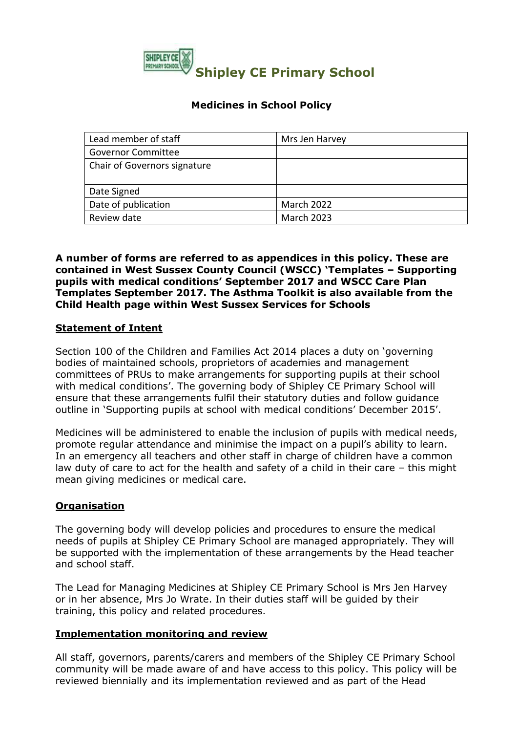# Shipley CE Primary School

## Medicines in School Policy

| Lead member of staff | Mrs Jen Harvey |
|---|---|
| Governor Committee | |
| Chair of Governors signature | |
| Date Signed | |
| Date of publication | March 2022 |
| Review date | March 2023 |

**A number of forms are referred to as appendices in this policy. These are contained in West Sussex County Council (WSCC) 'Templates – Supporting pupils with medical conditions' September 2017 and WSCC Care Plan Templates September 2017. The Asthma Toolkit is also available from the Child Health page within West Sussex Services for Schools**

### Statement of Intent

Section 100 of the Children and Families Act 2014 places a duty on 'governing bodies of maintained schools, proprietors of academies and management committees of PRUs to make arrangements for supporting pupils at their school with medical conditions'. The governing body of Shipley CE Primary School will ensure that these arrangements fulfil their statutory duties and follow guidance outline in 'Supporting pupils at school with medical conditions' December 2015'.

Medicines will be administered to enable the inclusion of pupils with medical needs, promote regular attendance and minimise the impact on a pupil's ability to learn. In an emergency all teachers and other staff in charge of children have a common law duty of care to act for the health and safety of a child in their care – this might mean giving medicines or medical care.

### Organisation

The governing body will develop policies and procedures to ensure the medical needs of pupils at Shipley CE Primary School are managed appropriately. They will be supported with the implementation of these arrangements by the Head teacher and school staff.

The Lead for Managing Medicines at Shipley CE Primary School is Mrs Jen Harvey or in her absence, Mrs Jo Wrate. In their duties staff will be guided by their training, this policy and related procedures.

### Implementation monitoring and review

All staff, governors, parents/carers and members of the Shipley CE Primary School community will be made aware of and have access to this policy. This policy will be reviewed biennially and its implementation reviewed and as part of the Head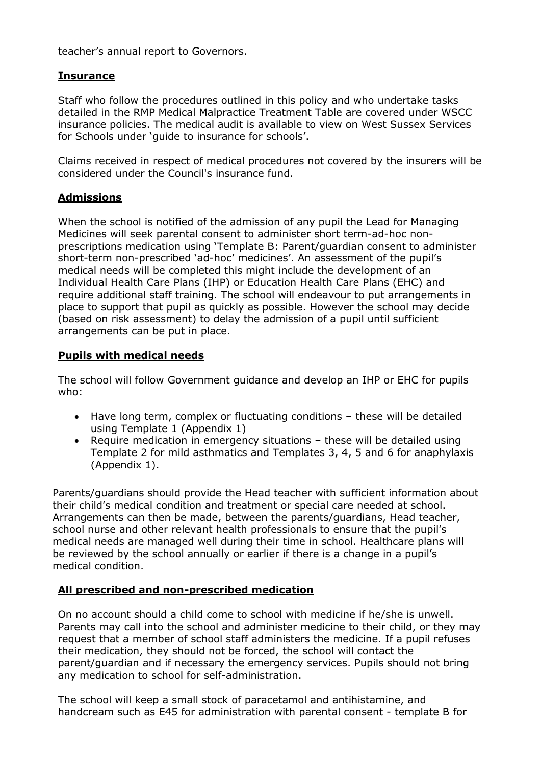teacher's annual report to Governors.

## Insurance

Staff who follow the procedures outlined in this policy and who undertake tasks detailed in the RMP Medical Malpractice Treatment Table are covered under WSCC insurance policies. The medical audit is available to view on West Sussex Services for Schools under 'guide to insurance for schools'.

Claims received in respect of medical procedures not covered by the insurers will be considered under the Council's insurance fund.

## Admissions

When the school is notified of the admission of any pupil the Lead for Managing Medicines will seek parental consent to administer short term-ad-hoc non-prescriptions medication using 'Template B: Parent/guardian consent to administer short-term non-prescribed 'ad-hoc' medicines'. An assessment of the pupil's medical needs will be completed this might include the development of an Individual Health Care Plans (IHP) or Education Health Care Plans (EHC) and require additional staff training. The school will endeavour to put arrangements in place to support that pupil as quickly as possible. However the school may decide (based on risk assessment) to delay the admission of a pupil until sufficient arrangements can be put in place.

## Pupils with medical needs

The school will follow Government guidance and develop an IHP or EHC for pupils who:

- Have long term, complex or fluctuating conditions – these will be detailed using Template 1 (Appendix 1)
- Require medication in emergency situations – these will be detailed using Template 2 for mild asthmatics and Templates 3, 4, 5 and 6 for anaphylaxis (Appendix 1).

Parents/guardians should provide the Head teacher with sufficient information about their child's medical condition and treatment or special care needed at school. Arrangements can then be made, between the parents/guardians, Head teacher, school nurse and other relevant health professionals to ensure that the pupil's medical needs are managed well during their time in school. Healthcare plans will be reviewed by the school annually or earlier if there is a change in a pupil's medical condition.

## All prescribed and non-prescribed medication

On no account should a child come to school with medicine if he/she is unwell. Parents may call into the school and administer medicine to their child, or they may request that a member of school staff administers the medicine. If a pupil refuses their medication, they should not be forced, the school will contact the parent/guardian and if necessary the emergency services. Pupils should not bring any medication to school for self-administration.

The school will keep a small stock of paracetamol and antihistamine, and handcream such as E45 for administration with parental consent - template B for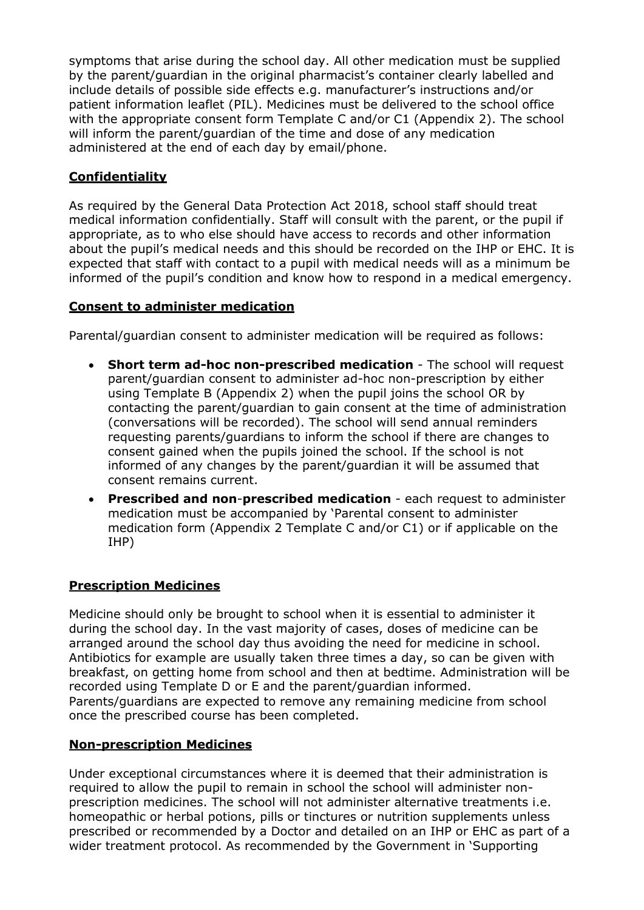symptoms that arise during the school day. All other medication must be supplied by the parent/guardian in the original pharmacist's container clearly labelled and include details of possible side effects e.g. manufacturer's instructions and/or patient information leaflet (PIL). Medicines must be delivered to the school office with the appropriate consent form Template C and/or C1 (Appendix 2). The school will inform the parent/guardian of the time and dose of any medication administered at the end of each day by email/phone.

## Confidentiality

As required by the General Data Protection Act 2018, school staff should treat medical information confidentially. Staff will consult with the parent, or the pupil if appropriate, as to who else should have access to records and other information about the pupil's medical needs and this should be recorded on the IHP or EHC. It is expected that staff with contact to a pupil with medical needs will as a minimum be informed of the pupil's condition and know how to respond in a medical emergency.

## Consent to administer medication

Parental/guardian consent to administer medication will be required as follows:

- **Short term ad-hoc non-prescribed medication** - The school will request parent/guardian consent to administer ad-hoc non-prescription by either using Template B (Appendix 2) when the pupil joins the school OR by contacting the parent/guardian to gain consent at the time of administration (conversations will be recorded). The school will send annual reminders requesting parents/guardians to inform the school if there are changes to consent gained when the pupils joined the school. If the school is not informed of any changes by the parent/guardian it will be assumed that consent remains current.
- **Prescribed and non-prescribed medication** - each request to administer medication must be accompanied by 'Parental consent to administer medication form (Appendix 2 Template C and/or C1) or if applicable on the IHP)

## Prescription Medicines

Medicine should only be brought to school when it is essential to administer it during the school day. In the vast majority of cases, doses of medicine can be arranged around the school day thus avoiding the need for medicine in school. Antibiotics for example are usually taken three times a day, so can be given with breakfast, on getting home from school and then at bedtime. Administration will be recorded using Template D or E and the parent/guardian informed. Parents/guardians are expected to remove any remaining medicine from school once the prescribed course has been completed.

## Non-prescription Medicines

Under exceptional circumstances where it is deemed that their administration is required to allow the pupil to remain in school the school will administer non-prescription medicines. The school will not administer alternative treatments i.e. homeopathic or herbal potions, pills or tinctures or nutrition supplements unless prescribed or recommended by a Doctor and detailed on an IHP or EHC as part of a wider treatment protocol. As recommended by the Government in 'Supporting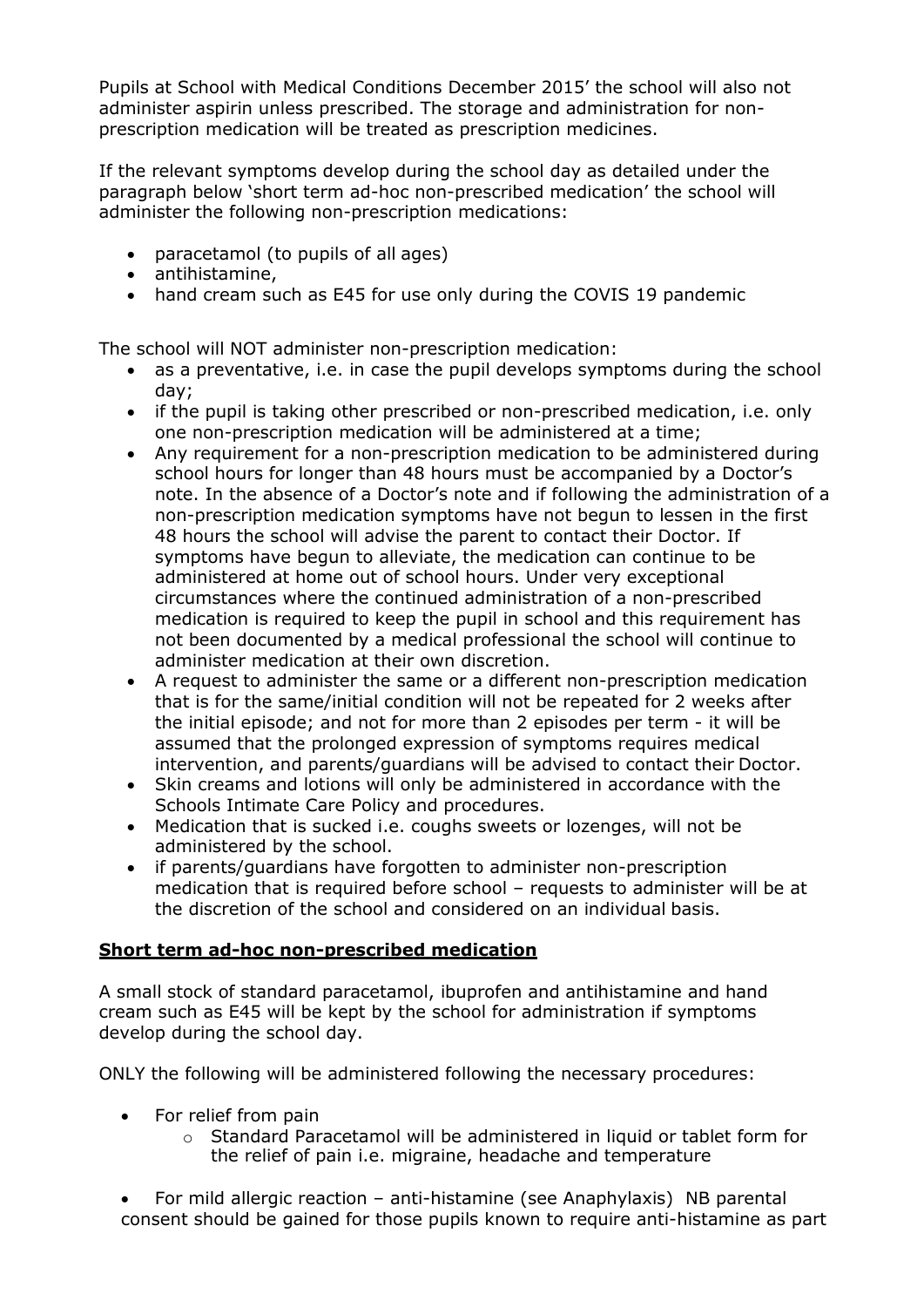Pupils at School with Medical Conditions December 2015' the school will also not administer aspirin unless prescribed. The storage and administration for non-prescription medication will be treated as prescription medicines.

If the relevant symptoms develop during the school day as detailed under the paragraph below 'short term ad-hoc non-prescribed medication' the school will administer the following non-prescription medications:

- paracetamol (to pupils of all ages)
- antihistamine,
- hand cream such as E45 for use only during the COVIS 19 pandemic

The school will NOT administer non-prescription medication:

- as a preventative, i.e. in case the pupil develops symptoms during the school day;
- if the pupil is taking other prescribed or non-prescribed medication, i.e. only one non-prescription medication will be administered at a time;
- Any requirement for a non-prescription medication to be administered during school hours for longer than 48 hours must be accompanied by a Doctor's note. In the absence of a Doctor's note and if following the administration of a non-prescription medication symptoms have not begun to lessen in the first 48 hours the school will advise the parent to contact their Doctor. If symptoms have begun to alleviate, the medication can continue to be administered at home out of school hours. Under very exceptional circumstances where the continued administration of a non-prescribed medication is required to keep the pupil in school and this requirement has not been documented by a medical professional the school will continue to administer medication at their own discretion.
- A request to administer the same or a different non-prescription medication that is for the same/initial condition will not be repeated for 2 weeks after the initial episode; and not for more than 2 episodes per term - it will be assumed that the prolonged expression of symptoms requires medical intervention, and parents/guardians will be advised to contact their Doctor.
- Skin creams and lotions will only be administered in accordance with the Schools Intimate Care Policy and procedures.
- Medication that is sucked i.e. coughs sweets or lozenges, will not be administered by the school.
- if parents/guardians have forgotten to administer non-prescription medication that is required before school – requests to administer will be at the discretion of the school and considered on an individual basis.

## Short term ad-hoc non-prescribed medication

A small stock of standard paracetamol, ibuprofen and antihistamine and hand cream such as E45 will be kept by the school for administration if symptoms develop during the school day.

ONLY the following will be administered following the necessary procedures:

- For relief from pain
  - Standard Paracetamol will be administered in liquid or tablet form for the relief of pain i.e. migraine, headache and temperature
- For mild allergic reaction – anti-histamine (see Anaphylaxis) NB parental consent should be gained for those pupils known to require anti-histamine as part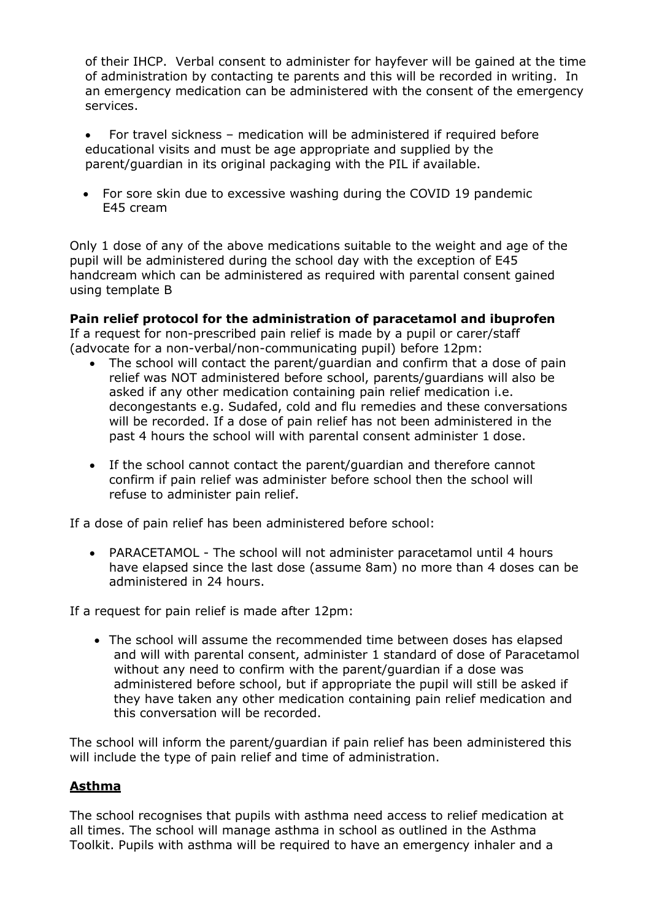of their IHCP. Verbal consent to administer for hayfever will be gained at the time of administration by contacting te parents and this will be recorded in writing. In an emergency medication can be administered with the consent of the emergency services.

- For travel sickness – medication will be administered if required before educational visits and must be age appropriate and supplied by the parent/guardian in its original packaging with the PIL if available.
- For sore skin due to excessive washing during the COVID 19 pandemic E45 cream

Only 1 dose of any of the above medications suitable to the weight and age of the pupil will be administered during the school day with the exception of E45 handcream which can be administered as required with parental consent gained using template B

**Pain relief protocol for the administration of paracetamol and ibuprofen**
If a request for non-prescribed pain relief is made by a pupil or carer/staff (advocate for a non-verbal/non-communicating pupil) before 12pm:

- The school will contact the parent/guardian and confirm that a dose of pain relief was NOT administered before school, parents/guardians will also be asked if any other medication containing pain relief medication i.e. decongestants e.g. Sudafed, cold and flu remedies and these conversations will be recorded. If a dose of pain relief has not been administered in the past 4 hours the school will with parental consent administer 1 dose.
- If the school cannot contact the parent/guardian and therefore cannot confirm if pain relief was administer before school then the school will refuse to administer pain relief.

If a dose of pain relief has been administered before school:

- PARACETAMOL - The school will not administer paracetamol until 4 hours have elapsed since the last dose (assume 8am) no more than 4 doses can be administered in 24 hours.

If a request for pain relief is made after 12pm:

- The school will assume the recommended time between doses has elapsed and will with parental consent, administer 1 standard of dose of Paracetamol without any need to confirm with the parent/guardian if a dose was administered before school, but if appropriate the pupil will still be asked if they have taken any other medication containing pain relief medication and this conversation will be recorded.

The school will inform the parent/guardian if pain relief has been administered this will include the type of pain relief and time of administration.

## **Asthma**

The school recognises that pupils with asthma need access to relief medication at all times. The school will manage asthma in school as outlined in the Asthma Toolkit. Pupils with asthma will be required to have an emergency inhaler and a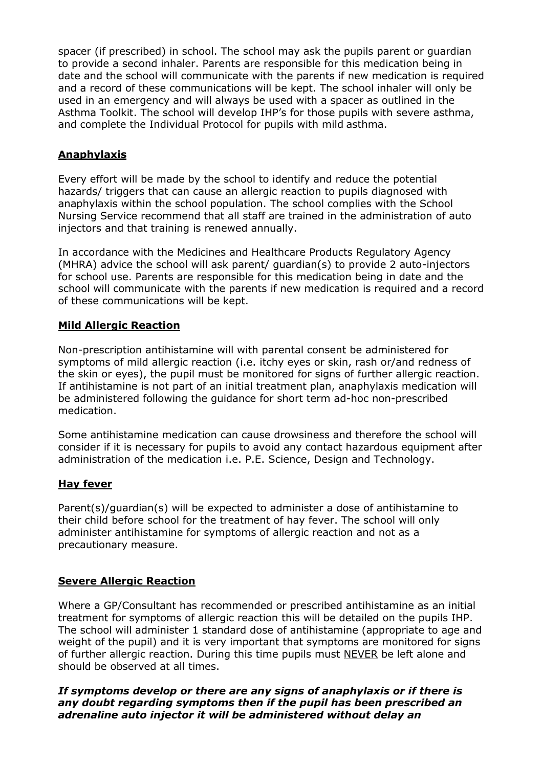spacer (if prescribed) in school. The school may ask the pupils parent or guardian to provide a second inhaler. Parents are responsible for this medication being in date and the school will communicate with the parents if new medication is required and a record of these communications will be kept. The school inhaler will only be used in an emergency and will always be used with a spacer as outlined in the Asthma Toolkit. The school will develop IHP's for those pupils with severe asthma, and complete the Individual Protocol for pupils with mild asthma.

## Anaphylaxis

Every effort will be made by the school to identify and reduce the potential hazards/ triggers that can cause an allergic reaction to pupils diagnosed with anaphylaxis within the school population. The school complies with the School Nursing Service recommend that all staff are trained in the administration of auto injectors and that training is renewed annually.

In accordance with the Medicines and Healthcare Products Regulatory Agency (MHRA) advice the school will ask parent/ guardian(s) to provide 2 auto-injectors for school use. Parents are responsible for this medication being in date and the school will communicate with the parents if new medication is required and a record of these communications will be kept.

## Mild Allergic Reaction

Non-prescription antihistamine will with parental consent be administered for symptoms of mild allergic reaction (i.e. itchy eyes or skin, rash or/and redness of the skin or eyes), the pupil must be monitored for signs of further allergic reaction. If antihistamine is not part of an initial treatment plan, anaphylaxis medication will be administered following the guidance for short term ad-hoc non-prescribed medication.

Some antihistamine medication can cause drowsiness and therefore the school will consider if it is necessary for pupils to avoid any contact hazardous equipment after administration of the medication i.e. P.E. Science, Design and Technology.

## Hay fever

Parent(s)/guardian(s) will be expected to administer a dose of antihistamine to their child before school for the treatment of hay fever. The school will only administer antihistamine for symptoms of allergic reaction and not as a precautionary measure.

## Severe Allergic Reaction

Where a GP/Consultant has recommended or prescribed antihistamine as an initial treatment for symptoms of allergic reaction this will be detailed on the pupils IHP. The school will administer 1 standard dose of antihistamine (appropriate to age and weight of the pupil) and it is very important that symptoms are monitored for signs of further allergic reaction. During this time pupils must NEVER be left alone and should be observed at all times.

***If symptoms develop or there are any signs of anaphylaxis or if there is any doubt regarding symptoms then if the pupil has been prescribed an adrenaline auto injector it will be administered without delay an***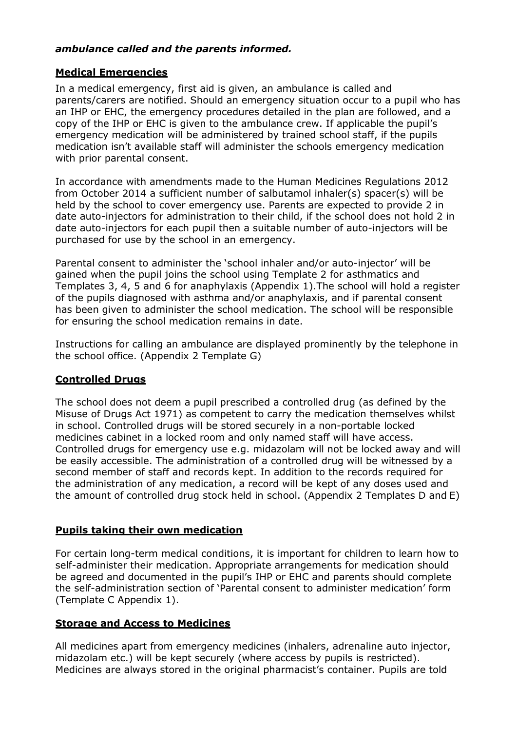***ambulance called and the parents informed.***

**Medical Emergencies**

In a medical emergency, first aid is given, an ambulance is called and parents/carers are notified. Should an emergency situation occur to a pupil who has an IHP or EHC, the emergency procedures detailed in the plan are followed, and a copy of the IHP or EHC is given to the ambulance crew. If applicable the pupil's emergency medication will be administered by trained school staff, if the pupils medication isn't available staff will administer the schools emergency medication with prior parental consent.

In accordance with amendments made to the Human Medicines Regulations 2012 from October 2014 a sufficient number of salbutamol inhaler(s) spacer(s) will be held by the school to cover emergency use. Parents are expected to provide 2 in date auto-injectors for administration to their child, if the school does not hold 2 in date auto-injectors for each pupil then a suitable number of auto-injectors will be purchased for use by the school in an emergency.

Parental consent to administer the 'school inhaler and/or auto-injector' will be gained when the pupil joins the school using Template 2 for asthmatics and Templates 3, 4, 5 and 6 for anaphylaxis (Appendix 1).The school will hold a register of the pupils diagnosed with asthma and/or anaphylaxis, and if parental consent has been given to administer the school medication. The school will be responsible for ensuring the school medication remains in date.

Instructions for calling an ambulance are displayed prominently by the telephone in the school office. (Appendix 2 Template G)

**Controlled Drugs**

The school does not deem a pupil prescribed a controlled drug (as defined by the Misuse of Drugs Act 1971) as competent to carry the medication themselves whilst in school. Controlled drugs will be stored securely in a non-portable locked medicines cabinet in a locked room and only named staff will have access. Controlled drugs for emergency use e.g. midazolam will not be locked away and will be easily accessible. The administration of a controlled drug will be witnessed by a second member of staff and records kept. In addition to the records required for the administration of any medication, a record will be kept of any doses used and the amount of controlled drug stock held in school. (Appendix 2 Templates D and E)

**Pupils taking their own medication**

For certain long-term medical conditions, it is important for children to learn how to self-administer their medication. Appropriate arrangements for medication should be agreed and documented in the pupil's IHP or EHC and parents should complete the self-administration section of 'Parental consent to administer medication' form (Template C Appendix 1).

**Storage and Access to Medicines**

All medicines apart from emergency medicines (inhalers, adrenaline auto injector, midazolam etc.) will be kept securely (where access by pupils is restricted). Medicines are always stored in the original pharmacist's container. Pupils are told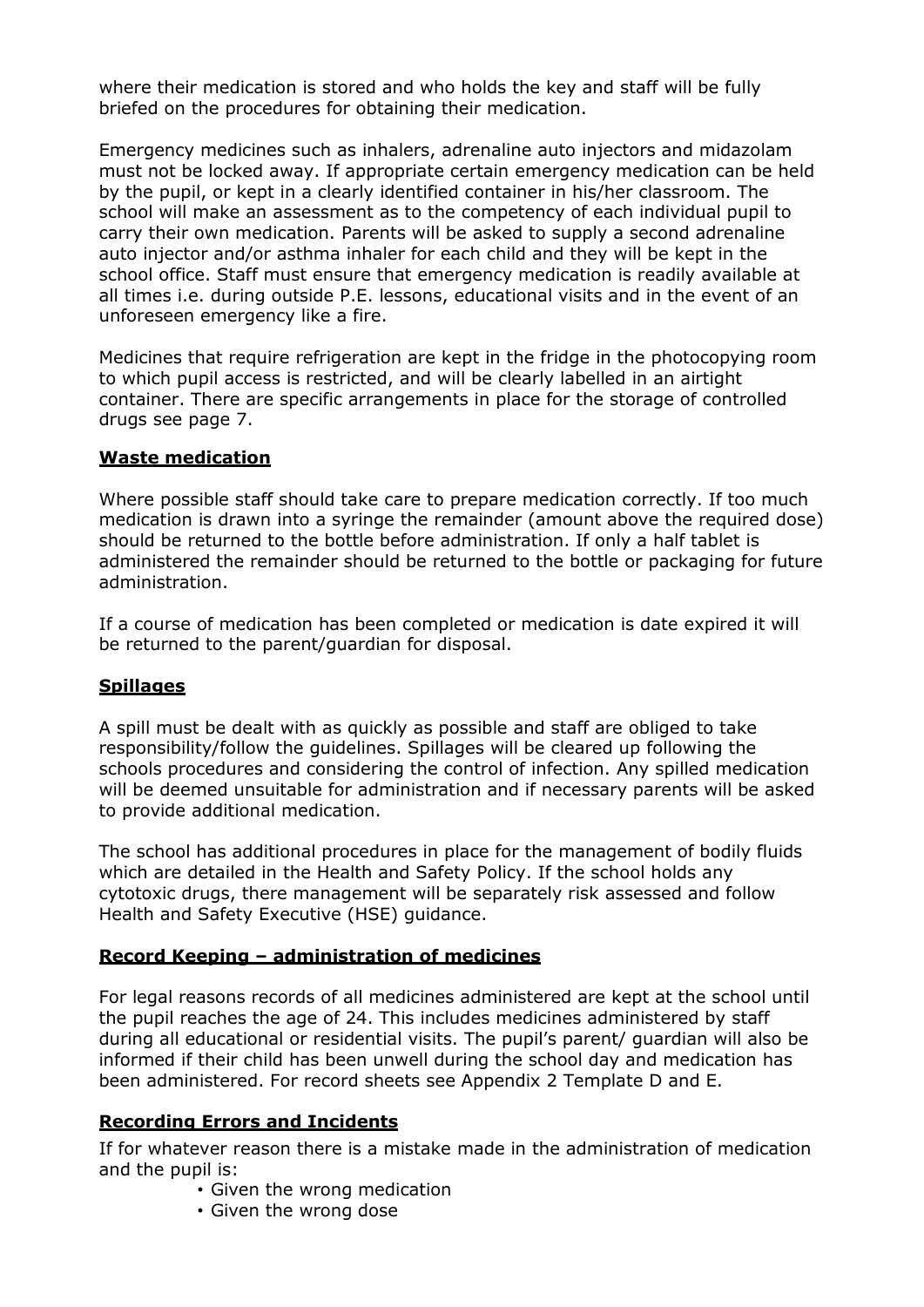where their medication is stored and who holds the key and staff will be fully briefed on the procedures for obtaining their medication.

Emergency medicines such as inhalers, adrenaline auto injectors and midazolam must not be locked away. If appropriate certain emergency medication can be held by the pupil, or kept in a clearly identified container in his/her classroom. The school will make an assessment as to the competency of each individual pupil to carry their own medication. Parents will be asked to supply a second adrenaline auto injector and/or asthma inhaler for each child and they will be kept in the school office. Staff must ensure that emergency medication is readily available at all times i.e. during outside P.E. lessons, educational visits and in the event of an unforeseen emergency like a fire.

Medicines that require refrigeration are kept in the fridge in the photocopying room to which pupil access is restricted, and will be clearly labelled in an airtight container. There are specific arrangements in place for the storage of controlled drugs see page 7.

## Waste medication

Where possible staff should take care to prepare medication correctly. If too much medication is drawn into a syringe the remainder (amount above the required dose) should be returned to the bottle before administration. If only a half tablet is administered the remainder should be returned to the bottle or packaging for future administration.

If a course of medication has been completed or medication is date expired it will be returned to the parent/guardian for disposal.

## Spillages

A spill must be dealt with as quickly as possible and staff are obliged to take responsibility/follow the guidelines. Spillages will be cleared up following the schools procedures and considering the control of infection. Any spilled medication will be deemed unsuitable for administration and if necessary parents will be asked to provide additional medication.

The school has additional procedures in place for the management of bodily fluids which are detailed in the Health and Safety Policy. If the school holds any cytotoxic drugs, there management will be separately risk assessed and follow Health and Safety Executive (HSE) guidance.

## Record Keeping – administration of medicines

For legal reasons records of all medicines administered are kept at the school until the pupil reaches the age of 24. This includes medicines administered by staff during all educational or residential visits. The pupil's parent/ guardian will also be informed if their child has been unwell during the school day and medication has been administered. For record sheets see Appendix 2 Template D and E.

## Recording Errors and Incidents

If for whatever reason there is a mistake made in the administration of medication and the pupil is:

- Given the wrong medication
- Given the wrong dose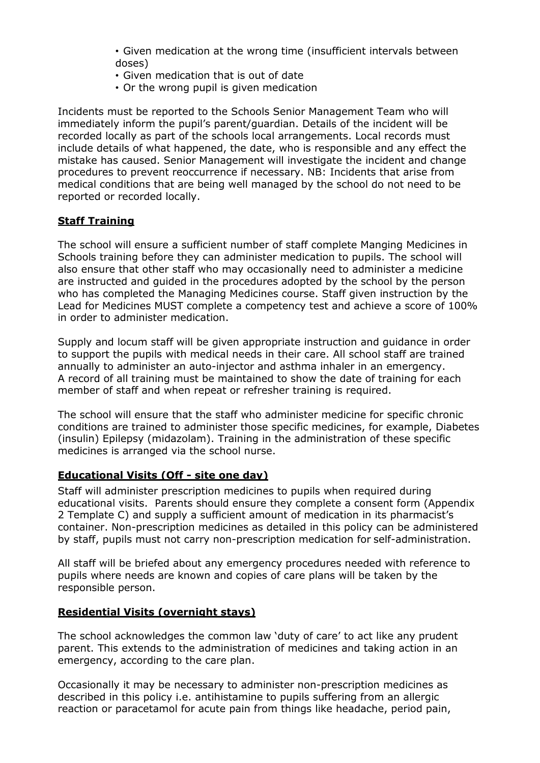- Given medication at the wrong time (insufficient intervals between doses)
- Given medication that is out of date
- Or the wrong pupil is given medication

Incidents must be reported to the Schools Senior Management Team who will immediately inform the pupil's parent/guardian. Details of the incident will be recorded locally as part of the schools local arrangements. Local records must include details of what happened, the date, who is responsible and any effect the mistake has caused. Senior Management will investigate the incident and change procedures to prevent reoccurrence if necessary. NB: Incidents that arise from medical conditions that are being well managed by the school do not need to be reported or recorded locally.

## **Staff Training**

The school will ensure a sufficient number of staff complete Manging Medicines in Schools training before they can administer medication to pupils. The school will also ensure that other staff who may occasionally need to administer a medicine are instructed and guided in the procedures adopted by the school by the person who has completed the Managing Medicines course. Staff given instruction by the Lead for Medicines MUST complete a competency test and achieve a score of 100% in order to administer medication.

Supply and locum staff will be given appropriate instruction and guidance in order to support the pupils with medical needs in their care. All school staff are trained annually to administer an auto-injector and asthma inhaler in an emergency. A record of all training must be maintained to show the date of training for each member of staff and when repeat or refresher training is required.

The school will ensure that the staff who administer medicine for specific chronic conditions are trained to administer those specific medicines, for example, Diabetes (insulin) Epilepsy (midazolam). Training in the administration of these specific medicines is arranged via the school nurse.

## **Educational Visits (Off - site one day)**

Staff will administer prescription medicines to pupils when required during educational visits. Parents should ensure they complete a consent form (Appendix 2 Template C) and supply a sufficient amount of medication in its pharmacist's container. Non-prescription medicines as detailed in this policy can be administered by staff, pupils must not carry non-prescription medication for self-administration.

All staff will be briefed about any emergency procedures needed with reference to pupils where needs are known and copies of care plans will be taken by the responsible person.

## **Residential Visits (overnight stays)**

The school acknowledges the common law 'duty of care' to act like any prudent parent. This extends to the administration of medicines and taking action in an emergency, according to the care plan.

Occasionally it may be necessary to administer non-prescription medicines as described in this policy i.e. antihistamine to pupils suffering from an allergic reaction or paracetamol for acute pain from things like headache, period pain,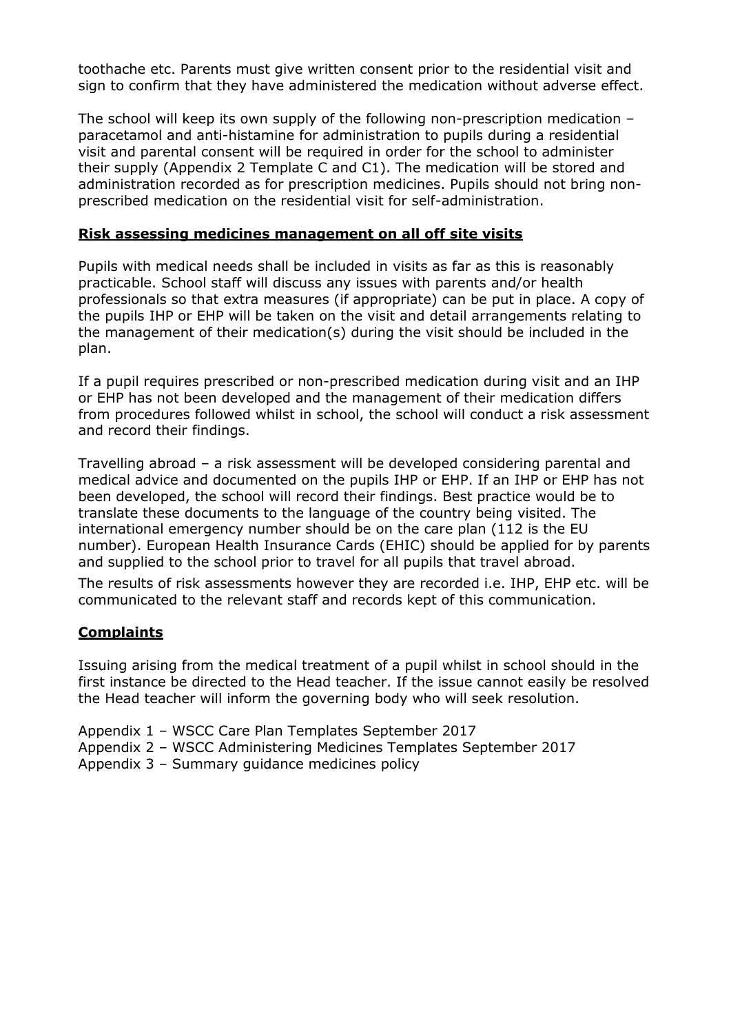toothache etc. Parents must give written consent prior to the residential visit and sign to confirm that they have administered the medication without adverse effect.

The school will keep its own supply of the following non-prescription medication – paracetamol and anti-histamine for administration to pupils during a residential visit and parental consent will be required in order for the school to administer their supply (Appendix 2 Template C and C1). The medication will be stored and administration recorded as for prescription medicines. Pupils should not bring non-prescribed medication on the residential visit for self-administration.

## Risk assessing medicines management on all off site visits

Pupils with medical needs shall be included in visits as far as this is reasonably practicable. School staff will discuss any issues with parents and/or health professionals so that extra measures (if appropriate) can be put in place. A copy of the pupils IHP or EHP will be taken on the visit and detail arrangements relating to the management of their medication(s) during the visit should be included in the plan.

If a pupil requires prescribed or non-prescribed medication during visit and an IHP or EHP has not been developed and the management of their medication differs from procedures followed whilst in school, the school will conduct a risk assessment and record their findings.

Travelling abroad – a risk assessment will be developed considering parental and medical advice and documented on the pupils IHP or EHP. If an IHP or EHP has not been developed, the school will record their findings. Best practice would be to translate these documents to the language of the country being visited. The international emergency number should be on the care plan (112 is the EU number). European Health Insurance Cards (EHIC) should be applied for by parents and supplied to the school prior to travel for all pupils that travel abroad.

The results of risk assessments however they are recorded i.e. IHP, EHP etc. will be communicated to the relevant staff and records kept of this communication.

## Complaints

Issuing arising from the medical treatment of a pupil whilst in school should in the first instance be directed to the Head teacher. If the issue cannot easily be resolved the Head teacher will inform the governing body who will seek resolution.

Appendix 1 – WSCC Care Plan Templates September 2017
Appendix 2 – WSCC Administering Medicines Templates September 2017
Appendix 3 – Summary guidance medicines policy